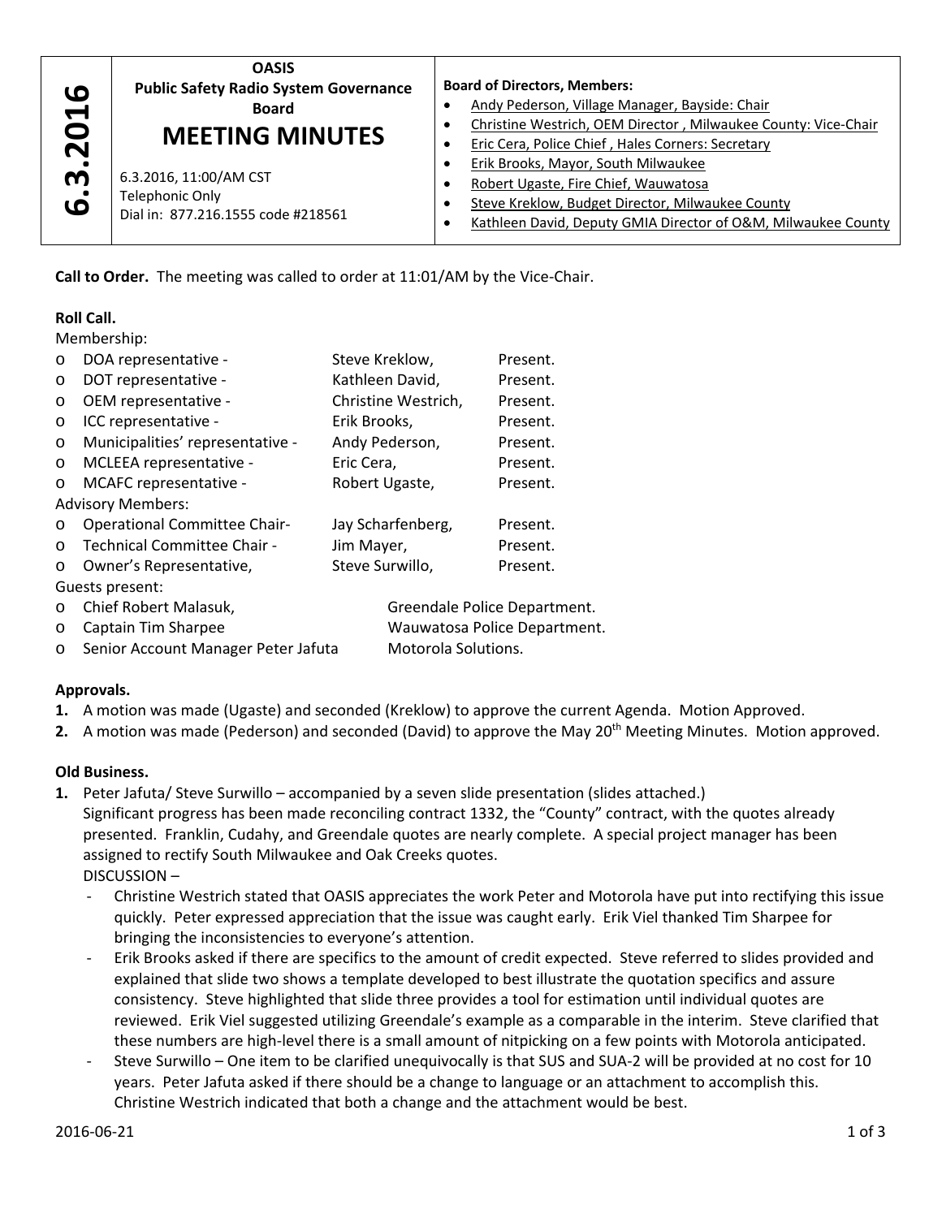| 6.3.2016 | **OASIS**<br>**Public Safety Radio System Governance Board**<br>**MEETING MINUTES**<br><br>6.3.2016, 11:00/AM CST<br>Telephonic Only<br>Dial in: 877.216.1555 code #218561 | **Board of Directors, Members:**<br>• Andy Pederson, Village Manager, Bayside: Chair<br>• Christine Westrich, OEM Director , Milwaukee County: Vice-Chair<br>• Eric Cera, Police Chief , Hales Corners: Secretary<br>• Erik Brooks, Mayor, South Milwaukee<br>• Robert Ugaste, Fire Chief, Wauwatosa<br>• Steve Kreklow, Budget Director, Milwaukee County<br>• Kathleen David, Deputy GMIA Director of O&M, Milwaukee County |
|---|---|---|

**Call to Order.** The meeting was called to order at 11:01/AM by the Vice-Chair.

**Roll Call.**

Membership:

- DOA representative - Steve Kreklow, Present.
- DOT representative - Kathleen David, Present.
- OEM representative - Christine Westrich, Present.
- ICC representative - Erik Brooks, Present.
- Municipalities' representative - Andy Pederson, Present.
- MCLEEA representative - Eric Cera, Present.
- MCAFC representative - Robert Ugaste, Present.

Advisory Members:

- Operational Committee Chair- Jay Scharfenberg, Present.
- Technical Committee Chair - Jim Mayer, Present.
- Owner's Representative, Steve Surwillo, Present.

Guests present:

- Chief Robert Malasuk, Greendale Police Department.
- Captain Tim Sharpee Wauwatosa Police Department.
- Senior Account Manager Peter Jafuta Motorola Solutions.

**Approvals.**

1. A motion was made (Ugaste) and seconded (Kreklow) to approve the current Agenda. Motion Approved.
2. A motion was made (Pederson) and seconded (David) to approve the May 20th Meeting Minutes. Motion approved.

**Old Business.**

1. Peter Jafuta/ Steve Surwillo – accompanied by a seven slide presentation (slides attached.)
   Significant progress has been made reconciling contract 1332, the "County" contract, with the quotes already presented. Franklin, Cudahy, and Greendale quotes are nearly complete. A special project manager has been assigned to rectify South Milwaukee and Oak Creeks quotes.
   DISCUSSION –
   - Christine Westrich stated that OASIS appreciates the work Peter and Motorola have put into rectifying this issue quickly. Peter expressed appreciation that the issue was caught early. Erik Viel thanked Tim Sharpee for bringing the inconsistencies to everyone's attention.
   - Erik Brooks asked if there are specifics to the amount of credit expected. Steve referred to slides provided and explained that slide two shows a template developed to best illustrate the quotation specifics and assure consistency. Steve highlighted that slide three provides a tool for estimation until individual quotes are reviewed. Erik Viel suggested utilizing Greendale's example as a comparable in the interim. Steve clarified that these numbers are high-level there is a small amount of nitpicking on a few points with Motorola anticipated.
   - Steve Surwillo – One item to be clarified unequivocally is that SUS and SUA-2 will be provided at no cost for 10 years. Peter Jafuta asked if there should be a change to language or an attachment to accomplish this. Christine Westrich indicated that both a change and the attachment would be best.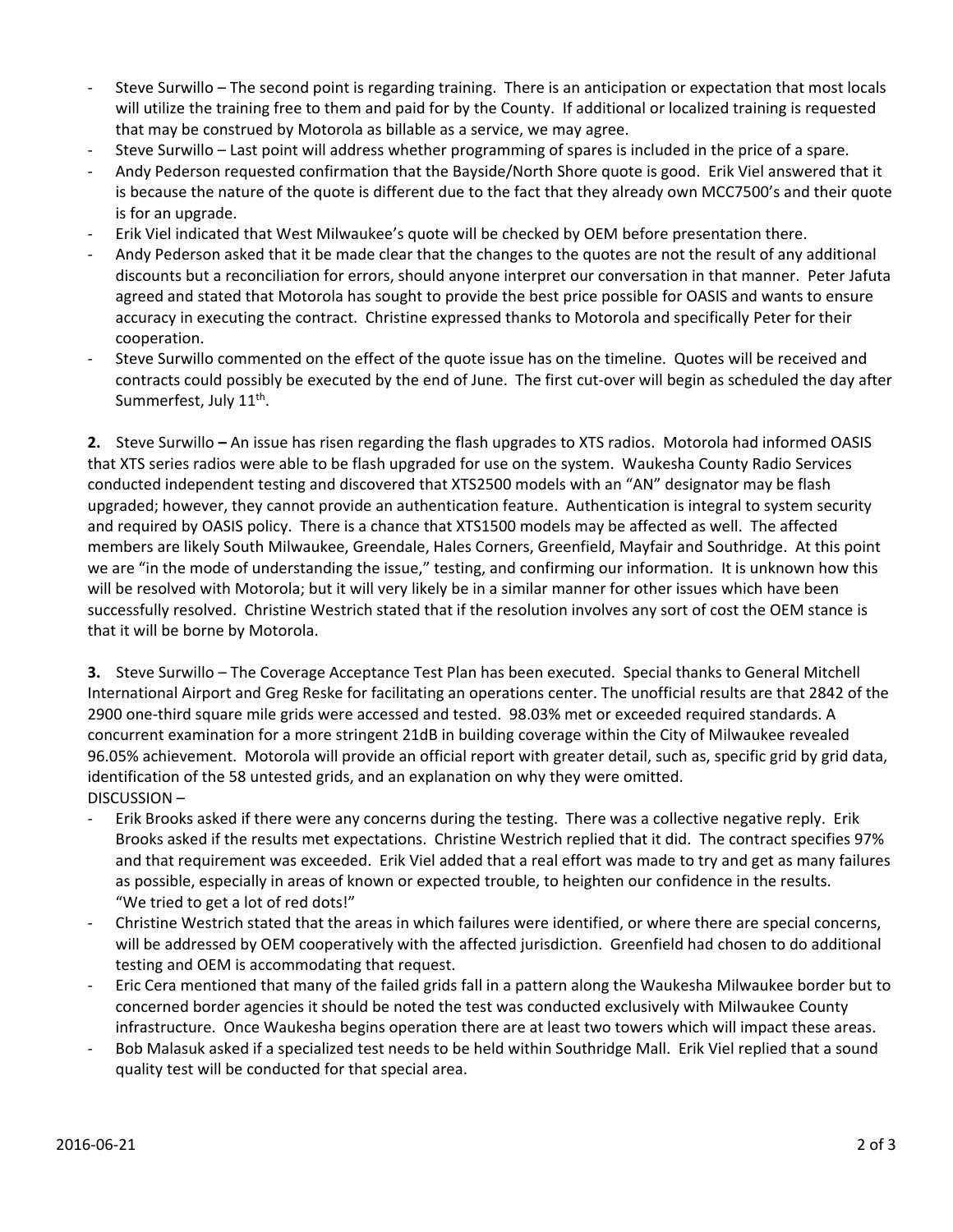- Steve Surwillo – The second point is regarding training. There is an anticipation or expectation that most locals will utilize the training free to them and paid for by the County. If additional or localized training is requested that may be construed by Motorola as billable as a service, we may agree.
- Steve Surwillo – Last point will address whether programming of spares is included in the price of a spare.
- Andy Pederson requested confirmation that the Bayside/North Shore quote is good. Erik Viel answered that it is because the nature of the quote is different due to the fact that they already own MCC7500's and their quote is for an upgrade.
- Erik Viel indicated that West Milwaukee's quote will be checked by OEM before presentation there.
- Andy Pederson asked that it be made clear that the changes to the quotes are not the result of any additional discounts but a reconciliation for errors, should anyone interpret our conversation in that manner. Peter Jafuta agreed and stated that Motorola has sought to provide the best price possible for OASIS and wants to ensure accuracy in executing the contract. Christine expressed thanks to Motorola and specifically Peter for their cooperation.
- Steve Surwillo commented on the effect of the quote issue has on the timeline. Quotes will be received and contracts could possibly be executed by the end of June. The first cut-over will begin as scheduled the day after Summerfest, July 11th.

**2.** Steve Surwillo **–** An issue has risen regarding the flash upgrades to XTS radios. Motorola had informed OASIS that XTS series radios were able to be flash upgraded for use on the system. Waukesha County Radio Services conducted independent testing and discovered that XTS2500 models with an "AN" designator may be flash upgraded; however, they cannot provide an authentication feature. Authentication is integral to system security and required by OASIS policy. There is a chance that XTS1500 models may be affected as well. The affected members are likely South Milwaukee, Greendale, Hales Corners, Greenfield, Mayfair and Southridge. At this point we are "in the mode of understanding the issue," testing, and confirming our information. It is unknown how this will be resolved with Motorola; but it will very likely be in a similar manner for other issues which have been successfully resolved. Christine Westrich stated that if the resolution involves any sort of cost the OEM stance is that it will be borne by Motorola.

**3.** Steve Surwillo – The Coverage Acceptance Test Plan has been executed. Special thanks to General Mitchell International Airport and Greg Reske for facilitating an operations center. The unofficial results are that 2842 of the 2900 one-third square mile grids were accessed and tested. 98.03% met or exceeded required standards. A concurrent examination for a more stringent 21dB in building coverage within the City of Milwaukee revealed 96.05% achievement. Motorola will provide an official report with greater detail, such as, specific grid by grid data, identification of the 58 untested grids, and an explanation on why they were omitted.

DISCUSSION –

- Erik Brooks asked if there were any concerns during the testing. There was a collective negative reply. Erik Brooks asked if the results met expectations. Christine Westrich replied that it did. The contract specifies 97% and that requirement was exceeded. Erik Viel added that a real effort was made to try and get as many failures as possible, especially in areas of known or expected trouble, to heighten our confidence in the results. "We tried to get a lot of red dots!"
- Christine Westrich stated that the areas in which failures were identified, or where there are special concerns, will be addressed by OEM cooperatively with the affected jurisdiction. Greenfield had chosen to do additional testing and OEM is accommodating that request.
- Eric Cera mentioned that many of the failed grids fall in a pattern along the Waukesha Milwaukee border but to concerned border agencies it should be noted the test was conducted exclusively with Milwaukee County infrastructure. Once Waukesha begins operation there are at least two towers which will impact these areas.
- Bob Malasuk asked if a specialized test needs to be held within Southridge Mall. Erik Viel replied that a sound quality test will be conducted for that special area.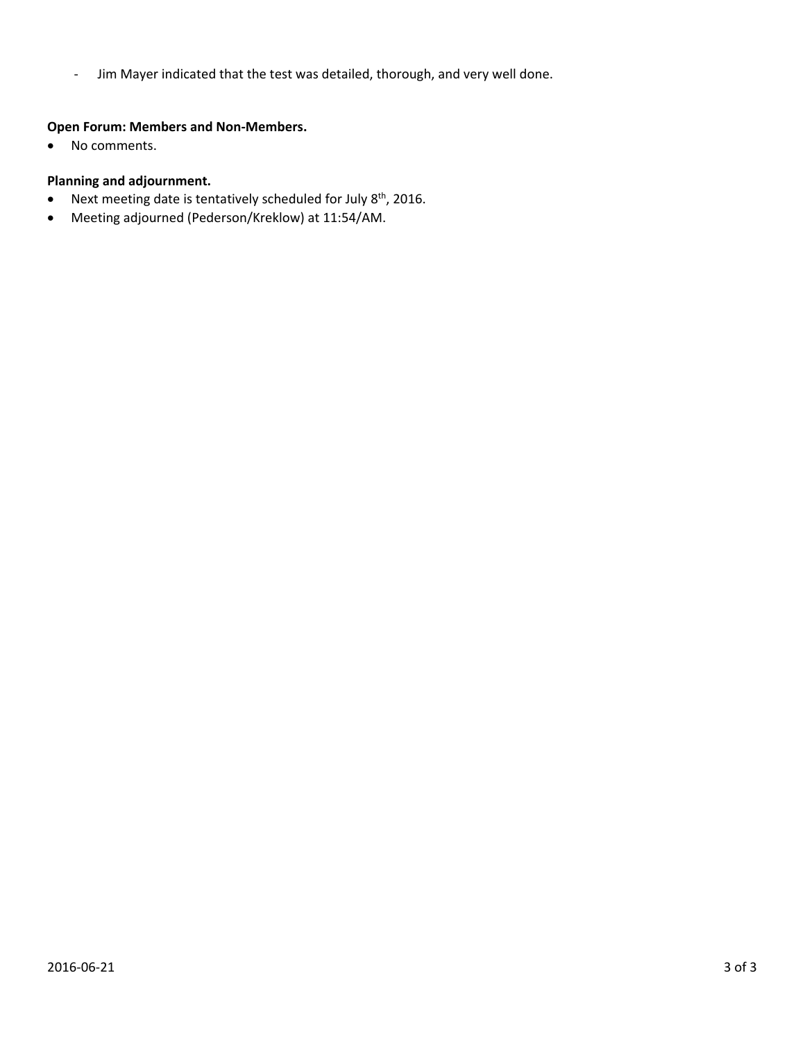- Jim Mayer indicated that the test was detailed, thorough, and very well done.

**Open Forum: Members and Non-Members.**

- No comments.

**Planning and adjournment.**

- Next meeting date is tentatively scheduled for July 8th, 2016.
- Meeting adjourned (Pederson/Kreklow) at 11:54/AM.